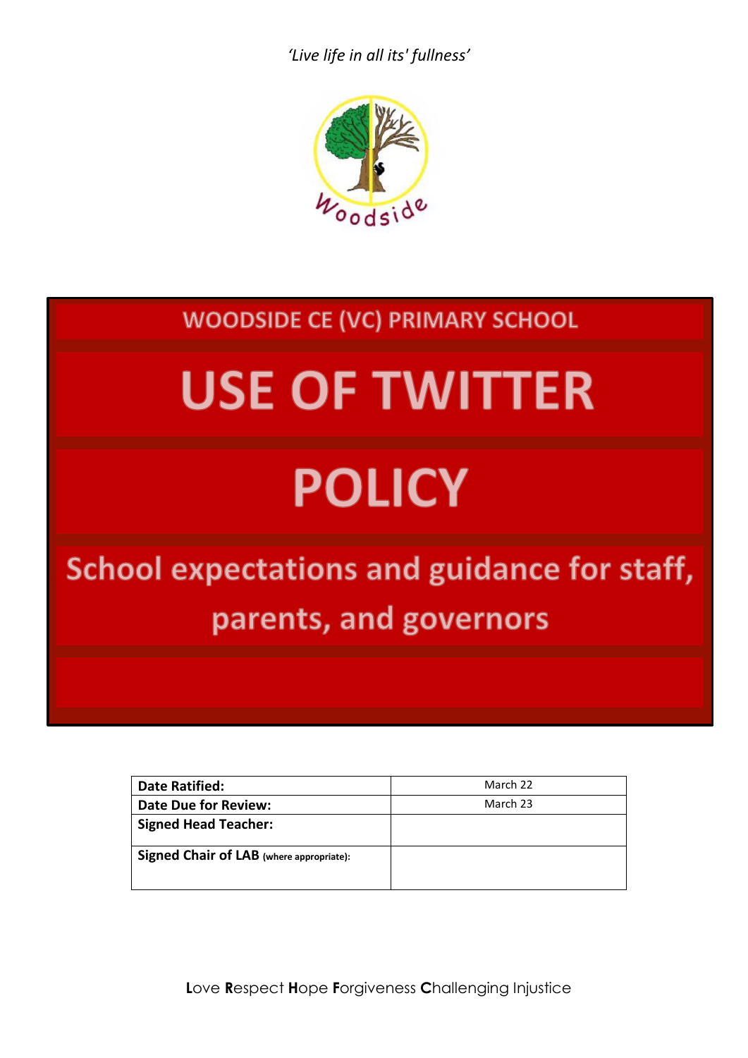*'Live life in all its' fullness'*

Woodside

WOODSIDE CE (VC) PRIMARY SCHOOL

# USE OF TWITTER

# POLICY

## School expectations and guidance for staff, parents, and governors

| **Date Ratified:** | March 22 |
|---|---|
| **Date Due for Review:** | March 23 |
| **Signed Head Teacher:** | |
| **Signed Chair of LAB** (where appropriate): | |

**L**ove **R**espect **H**ope **F**orgiveness **C**hallenging Injustice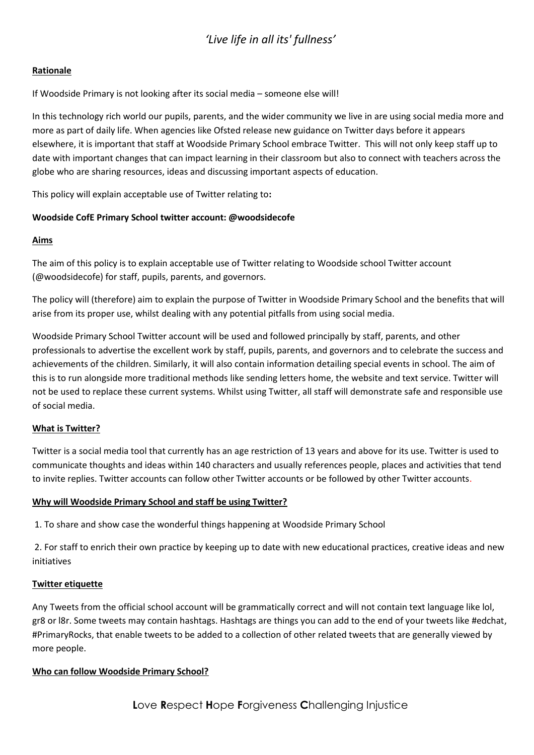## Rationale

If Woodside Primary is not looking after its social media – someone else will!

In this technology rich world our pupils, parents, and the wider community we live in are using social media more and more as part of daily life. When agencies like Ofsted release new guidance on Twitter days before it appears elsewhere, it is important that staff at Woodside Primary School embrace Twitter. This will not only keep staff up to date with important changes that can impact learning in their classroom but also to connect with teachers across the globe who are sharing resources, ideas and discussing important aspects of education.

This policy will explain acceptable use of Twitter relating to**:**

**Woodside CofE Primary School twitter account: @woodsidecofe**

## Aims

The aim of this policy is to explain acceptable use of Twitter relating to Woodside school Twitter account (@woodsidecofe) for staff, pupils, parents, and governors.

The policy will (therefore) aim to explain the purpose of Twitter in Woodside Primary School and the benefits that will arise from its proper use, whilst dealing with any potential pitfalls from using social media.

Woodside Primary School Twitter account will be used and followed principally by staff, parents, and other professionals to advertise the excellent work by staff, pupils, parents, and governors and to celebrate the success and achievements of the children. Similarly, it will also contain information detailing special events in school. The aim of this is to run alongside more traditional methods like sending letters home, the website and text service. Twitter will not be used to replace these current systems. Whilst using Twitter, all staff will demonstrate safe and responsible use of social media.

## What is Twitter?

Twitter is a social media tool that currently has an age restriction of 13 years and above for its use. Twitter is used to communicate thoughts and ideas within 140 characters and usually references people, places and activities that tend to invite replies. Twitter accounts can follow other Twitter accounts or be followed by other Twitter accounts.

## Why will Woodside Primary School and staff be using Twitter?

1. To share and show case the wonderful things happening at Woodside Primary School

2. For staff to enrich their own practice by keeping up to date with new educational practices, creative ideas and new initiatives

## Twitter etiquette

Any Tweets from the official school account will be grammatically correct and will not contain text language like lol, gr8 or l8r. Some tweets may contain hashtags. Hashtags are things you can add to the end of your tweets like #edchat, #PrimaryRocks, that enable tweets to be added to a collection of other related tweets that are generally viewed by more people.

## Who can follow Woodside Primary School?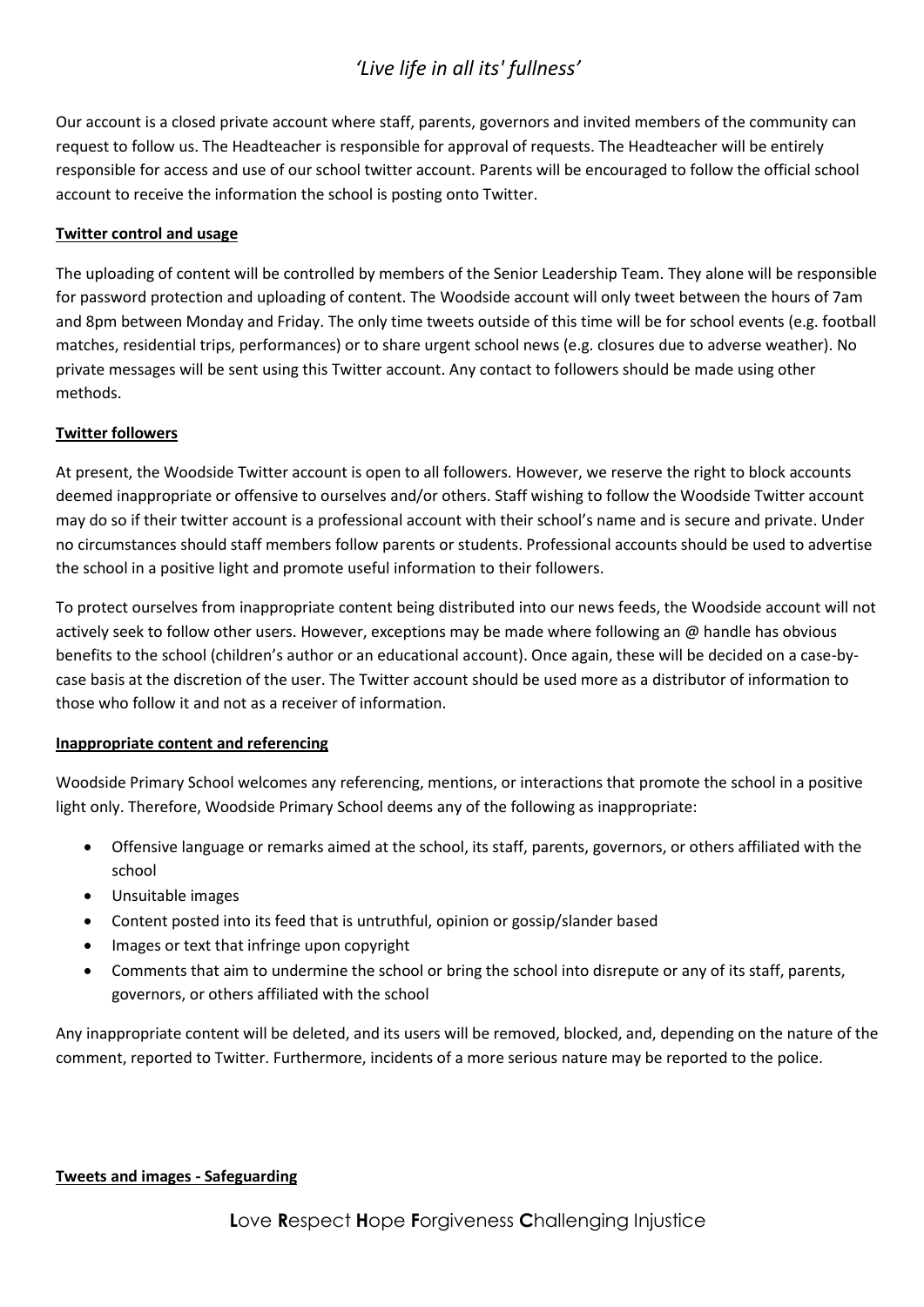Our account is a closed private account where staff, parents, governors and invited members of the community can request to follow us. The Headteacher is responsible for approval of requests. The Headteacher will be entirely responsible for access and use of our school twitter account. Parents will be encouraged to follow the official school account to receive the information the school is posting onto Twitter.

**Twitter control and usage**

The uploading of content will be controlled by members of the Senior Leadership Team. They alone will be responsible for password protection and uploading of content. The Woodside account will only tweet between the hours of 7am and 8pm between Monday and Friday. The only time tweets outside of this time will be for school events (e.g. football matches, residential trips, performances) or to share urgent school news (e.g. closures due to adverse weather). No private messages will be sent using this Twitter account. Any contact to followers should be made using other methods.

**Twitter followers**

At present, the Woodside Twitter account is open to all followers. However, we reserve the right to block accounts deemed inappropriate or offensive to ourselves and/or others. Staff wishing to follow the Woodside Twitter account may do so if their twitter account is a professional account with their school's name and is secure and private. Under no circumstances should staff members follow parents or students. Professional accounts should be used to advertise the school in a positive light and promote useful information to their followers.

To protect ourselves from inappropriate content being distributed into our news feeds, the Woodside account will not actively seek to follow other users. However, exceptions may be made where following an @ handle has obvious benefits to the school (children's author or an educational account). Once again, these will be decided on a case-by-case basis at the discretion of the user. The Twitter account should be used more as a distributor of information to those who follow it and not as a receiver of information.

**Inappropriate content and referencing**

Woodside Primary School welcomes any referencing, mentions, or interactions that promote the school in a positive light only. Therefore, Woodside Primary School deems any of the following as inappropriate:

- Offensive language or remarks aimed at the school, its staff, parents, governors, or others affiliated with the school
- Unsuitable images
- Content posted into its feed that is untruthful, opinion or gossip/slander based
- Images or text that infringe upon copyright
- Comments that aim to undermine the school or bring the school into disrepute or any of its staff, parents, governors, or others affiliated with the school

Any inappropriate content will be deleted, and its users will be removed, blocked, and, depending on the nature of the comment, reported to Twitter. Furthermore, incidents of a more serious nature may be reported to the police.

**Tweets and images - Safeguarding**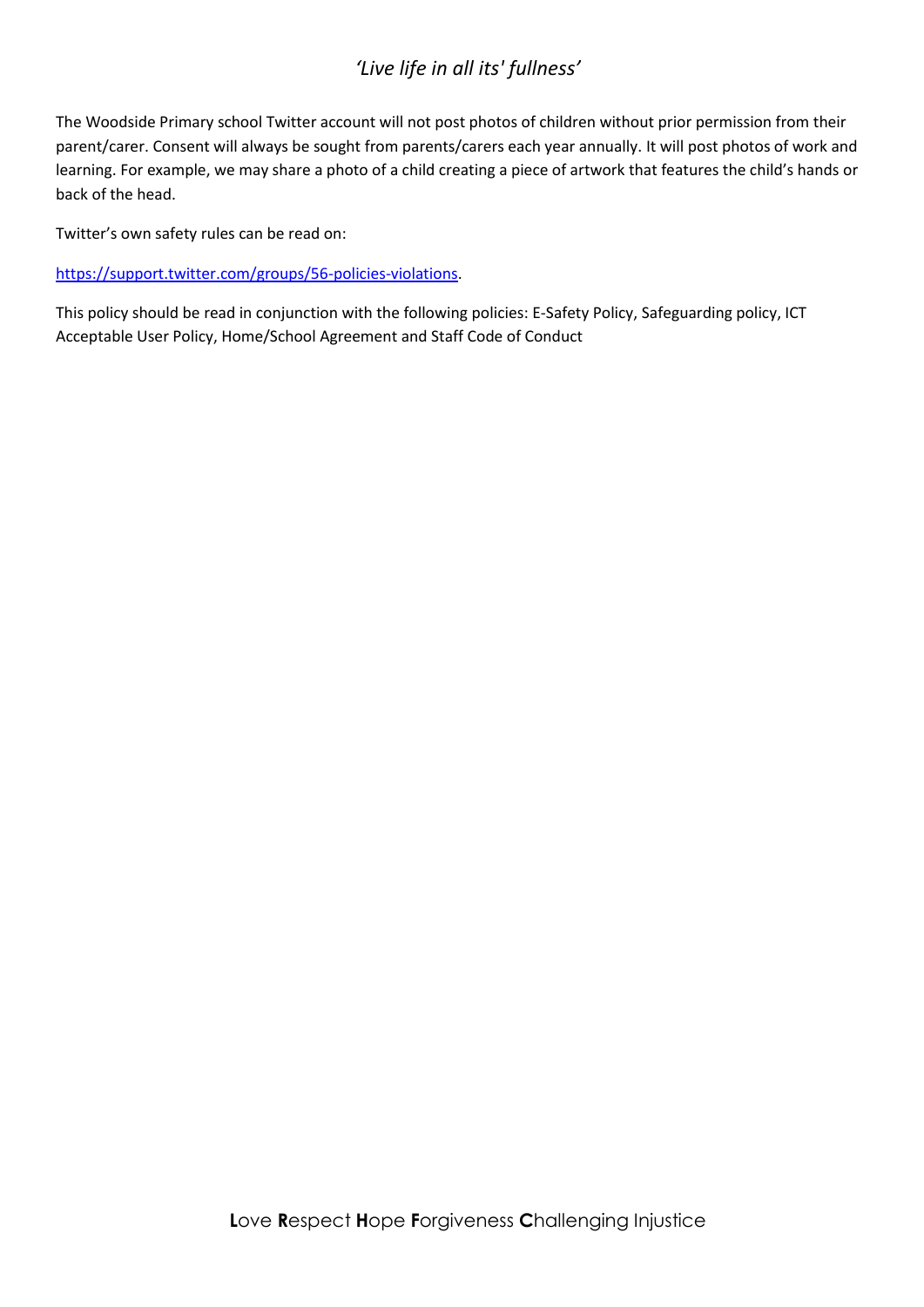The Woodside Primary school Twitter account will not post photos of children without prior permission from their parent/carer. Consent will always be sought from parents/carers each year annually. It will post photos of work and learning. For example, we may share a photo of a child creating a piece of artwork that features the child's hands or back of the head.

Twitter's own safety rules can be read on:

https://support.twitter.com/groups/56-policies-violations.

This policy should be read in conjunction with the following policies: E-Safety Policy, Safeguarding policy, ICT Acceptable User Policy, Home/School Agreement and Staff Code of Conduct